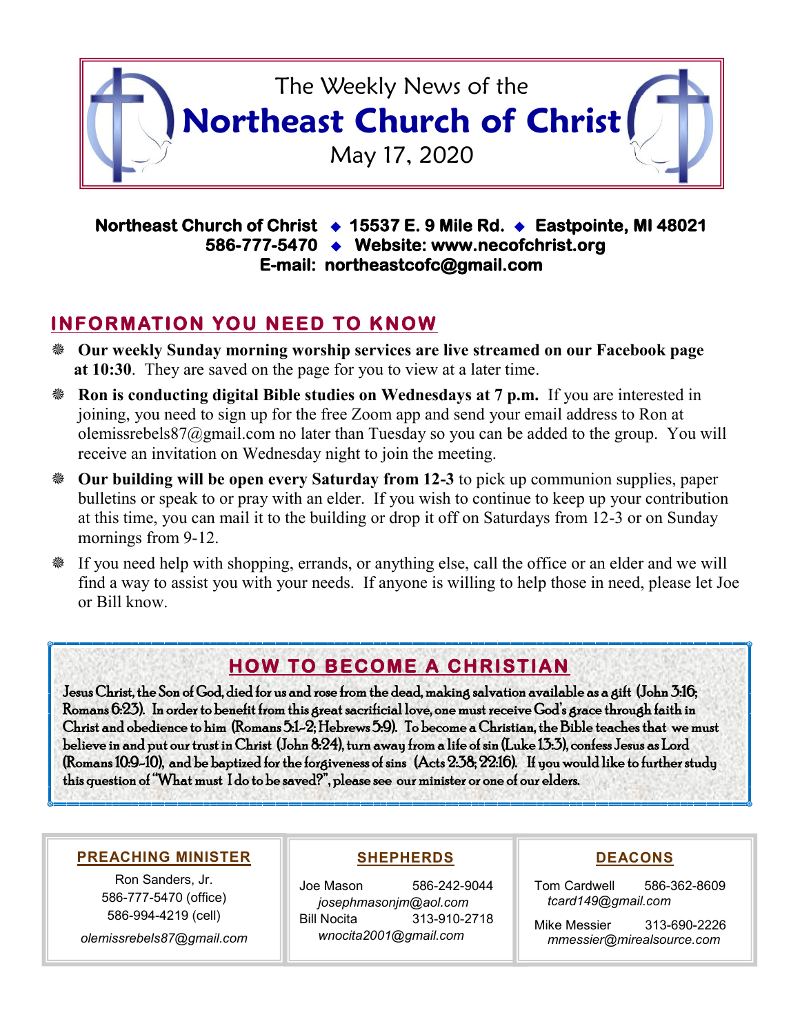# The Weekly News of the Northeast Church of Christ

May 17, 2020

**Northeast Church of Christ ◆ 15537 E. 9 Mile Rd. ◆ Eastpointe, MI 48021**
**586-777-5470 ◆ Website: www.necofchrist.org**
**E-mail: northeastcofc@gmail.com**

## INFORMATION YOU NEED TO KNOW

- **Our weekly Sunday morning worship services are live streamed on our Facebook page at 10:30**. They are saved on the page for you to view at a later time.
- **Ron is conducting digital Bible studies on Wednesdays at 7 p.m.** If you are interested in joining, you need to sign up for the free Zoom app and send your email address to Ron at olemissrebels87@gmail.com no later than Tuesday so you can be added to the group. You will receive an invitation on Wednesday night to join the meeting.
- **Our building will be open every Saturday from 12-3** to pick up communion supplies, paper bulletins or speak to or pray with an elder. If you wish to continue to keep up your contribution at this time, you can mail it to the building or drop it off on Saturdays from 12-3 or on Sunday mornings from 9-12.
- If you need help with shopping, errands, or anything else, call the office or an elder and we will find a way to assist you with your needs. If anyone is willing to help those in need, please let Joe or Bill know.

## HOW TO BECOME A CHRISTIAN

Jesus Christ, the Son of God, died for us and rose from the dead, making salvation available as a gift (John 3:16; Romans 6:23). In order to benefit from this great sacrificial love, one must receive God's grace through faith in Christ and obedience to him (Romans 5:1-2; Hebrews 5:9). To become a Christian, the Bible teaches that we must believe in and put our trust in Christ (John 8:24), turn away from a life of sin (Luke 13:3), confess Jesus as Lord (Romans 10:9-10), and be baptized for the forgiveness of sins (Acts 2:38; 22:16). If you would like to further study this question of "What must I do to be saved?", please see our minister or one of our elders.

### PREACHING MINISTER

Ron Sanders, Jr.
586-777-5470 (office)
586-994-4219 (cell)
*olemissrebels87@gmail.com*

### SHEPHERDS

Joe Mason 586-242-9044
*josephmasonjm@aol.com*

Bill Nocita 313-910-2718
*wnocita2001@gmail.com*

### DEACONS

Tom Cardwell 586-362-8609
*tcard149@gmail.com*

Mike Messier 313-690-2226
*mmessier@mirealsource.com*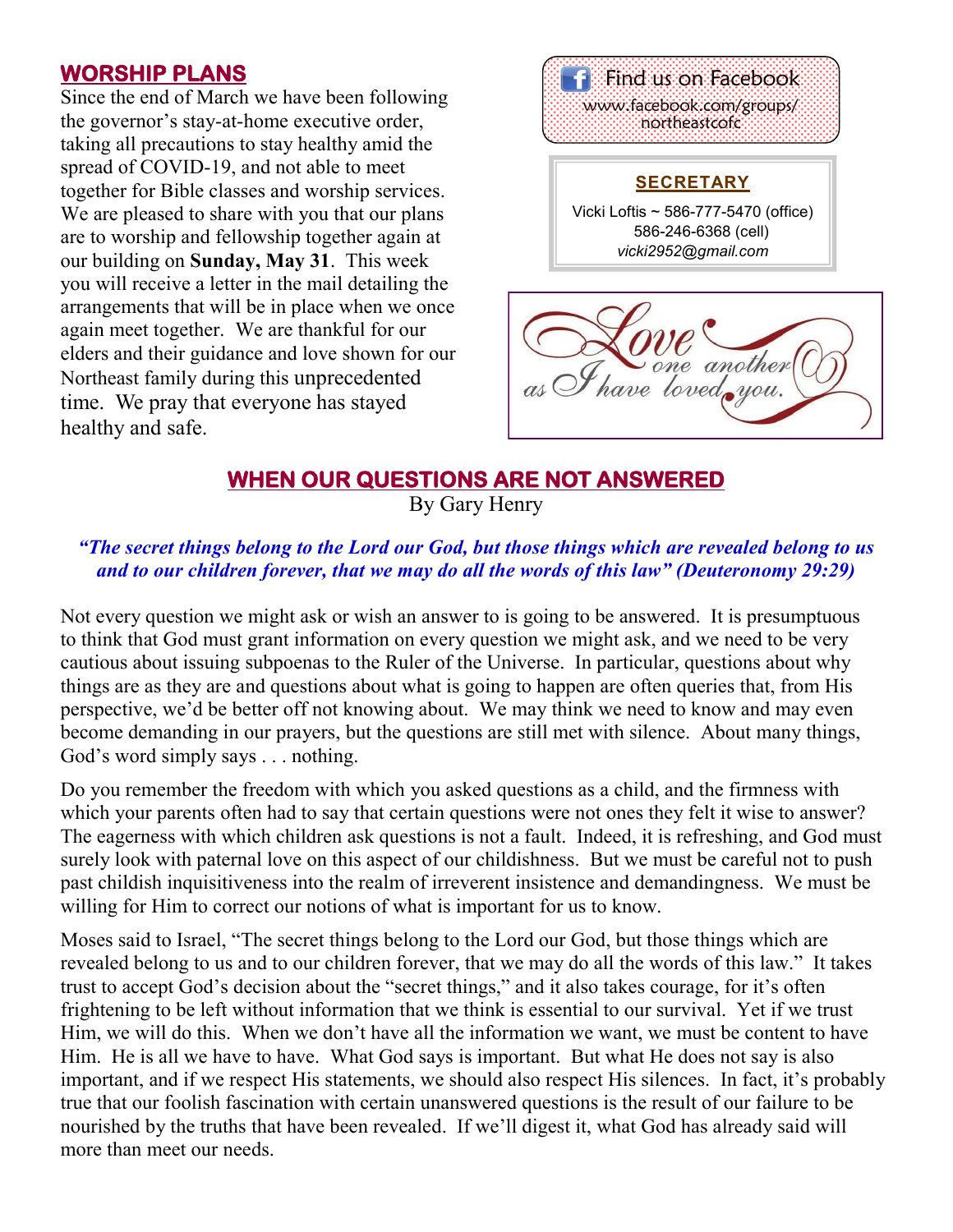## WORSHIP PLANS

Since the end of March we have been following the governor's stay-at-home executive order, taking all precautions to stay healthy amid the spread of COVID-19, and not able to meet together for Bible classes and worship services. We are pleased to share with you that our plans are to worship and fellowship together again at our building on **Sunday, May 31**. This week you will receive a letter in the mail detailing the arrangements that will be in place when we once again meet together. We are thankful for our elders and their guidance and love shown for our Northeast family during this unprecedented time. We pray that everyone has stayed healthy and safe.

Find us on Facebook
www.facebook.com/groups/northeastcofc

**SECRETARY**

Vicki Loftis ~ 586-777-5470 (office)
586-246-6368 (cell)
*vicki2952@gmail.com*

Love one another as I have loved you.

## WHEN OUR QUESTIONS ARE NOT ANSWERED

By Gary Henry

***"The secret things belong to the Lord our God, but those things which are revealed belong to us and to our children forever, that we may do all the words of this law" (Deuteronomy 29:29)***

Not every question we might ask or wish an answer to is going to be answered. It is presumptuous to think that God must grant information on every question we might ask, and we need to be very cautious about issuing subpoenas to the Ruler of the Universe. In particular, questions about why things are as they are and questions about what is going to happen are often queries that, from His perspective, we'd be better off not knowing about. We may think we need to know and may even become demanding in our prayers, but the questions are still met with silence. About many things, God's word simply says . . . nothing.

Do you remember the freedom with which you asked questions as a child, and the firmness with which your parents often had to say that certain questions were not ones they felt it wise to answer? The eagerness with which children ask questions is not a fault. Indeed, it is refreshing, and God must surely look with paternal love on this aspect of our childishness. But we must be careful not to push past childish inquisitiveness into the realm of irreverent insistence and demandingness. We must be willing for Him to correct our notions of what is important for us to know.

Moses said to Israel, "The secret things belong to the Lord our God, but those things which are revealed belong to us and to our children forever, that we may do all the words of this law." It takes trust to accept God's decision about the "secret things," and it also takes courage, for it's often frightening to be left without information that we think is essential to our survival. Yet if we trust Him, we will do this. When we don't have all the information we want, we must be content to have Him. He is all we have to have. What God says is important. But what He does not say is also important, and if we respect His statements, we should also respect His silences. In fact, it's probably true that our foolish fascination with certain unanswered questions is the result of our failure to be nourished by the truths that have been revealed. If we'll digest it, what God has already said will more than meet our needs.